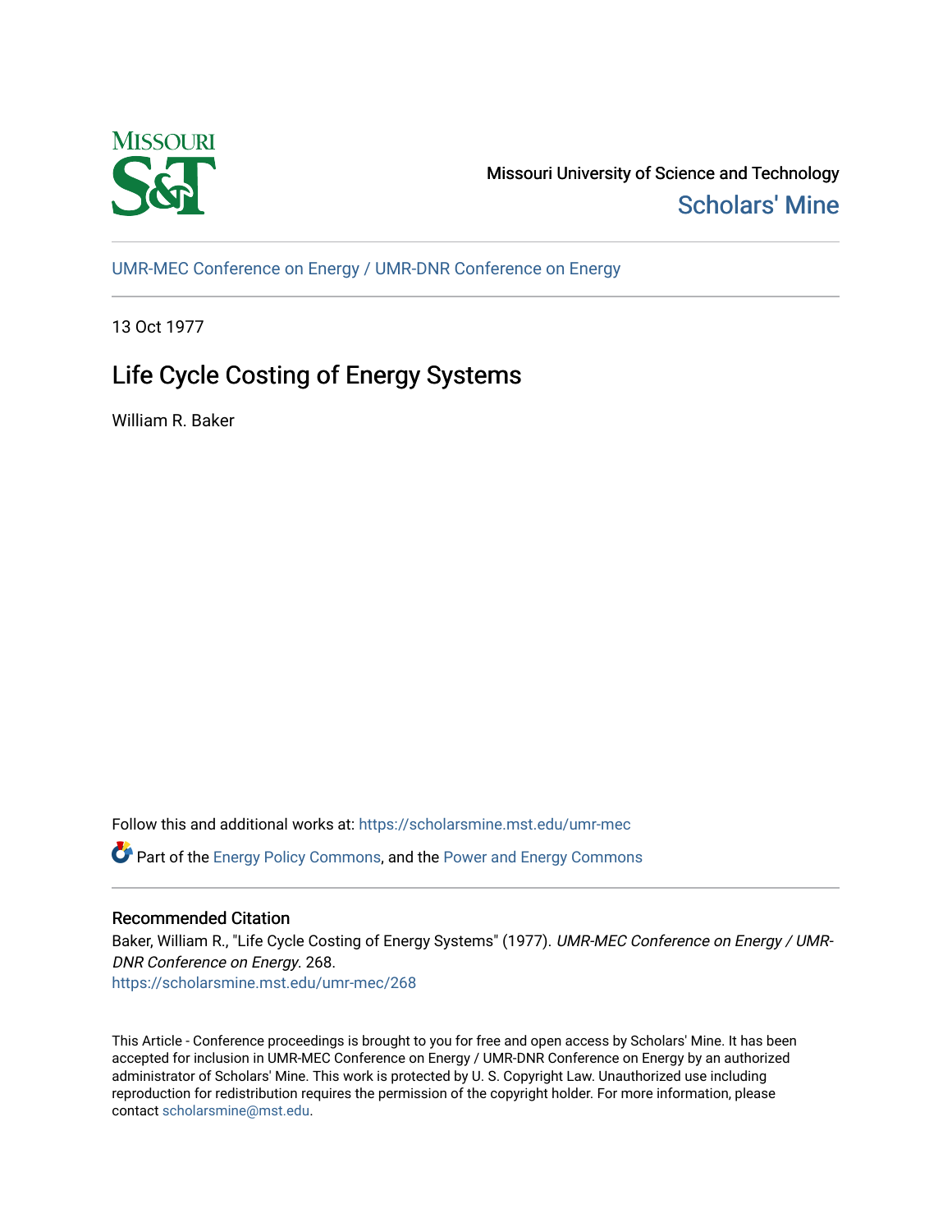Missouri University of Science and Technology

Scholars' Mine

UMR-MEC Conference on Energy / UMR-DNR Conference on Energy

13 Oct 1977

# Life Cycle Costing of Energy Systems

William R. Baker

Follow this and additional works at: https://scholarsmine.mst.edu/umr-mec

Part of the Energy Policy Commons, and the Power and Energy Commons

## Recommended Citation

Baker, William R., "Life Cycle Costing of Energy Systems" (1977). *UMR-MEC Conference on Energy / UMR-DNR Conference on Energy*. 268.
https://scholarsmine.mst.edu/umr-mec/268

This Article - Conference proceedings is brought to you for free and open access by Scholars' Mine. It has been accepted for inclusion in UMR-MEC Conference on Energy / UMR-DNR Conference on Energy by an authorized administrator of Scholars' Mine. This work is protected by U. S. Copyright Law. Unauthorized use including reproduction for redistribution requires the permission of the copyright holder. For more information, please contact scholarsmine@mst.edu.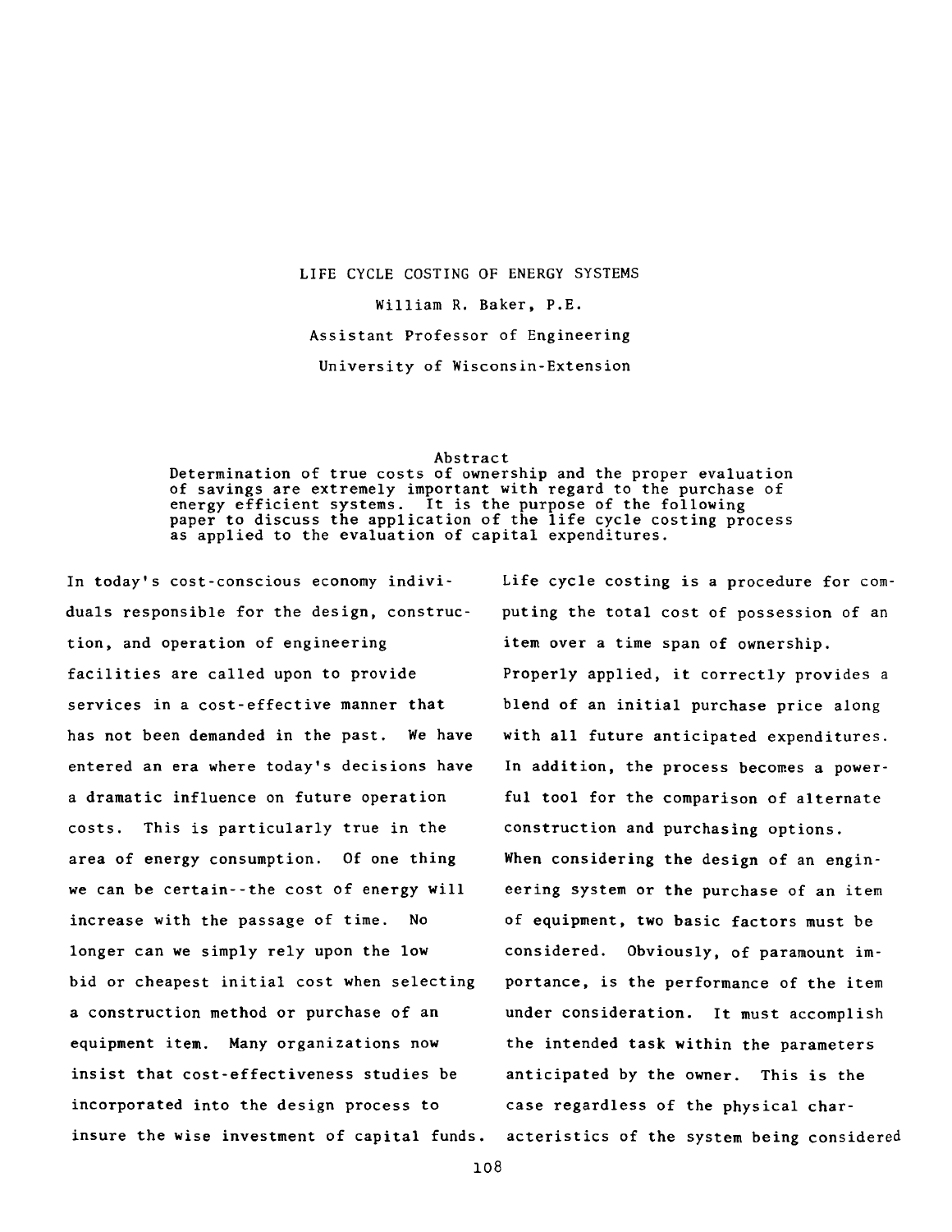# LIFE CYCLE COSTING OF ENERGY SYSTEMS

William R. Baker, P.E.

Assistant Professor of Engineering

University of Wisconsin-Extension

## Abstract

Determination of true costs of ownership and the proper evaluation of savings are extremely important with regard to the purchase of energy efficient systems. It is the purpose of the following paper to discuss the application of the life cycle costing process as applied to the evaluation of capital expenditures.

In today's cost-conscious economy individuals responsible for the design, construction, and operation of engineering facilities are called upon to provide services in a cost-effective manner that has not been demanded in the past. We have entered an era where today's decisions have a dramatic influence on future operation costs. This is particularly true in the area of energy consumption. Of one thing we can be certain--the cost of energy will increase with the passage of time. No longer can we simply rely upon the low bid or cheapest initial cost when selecting a construction method or purchase of an equipment item. Many organizations now insist that cost-effectiveness studies be incorporated into the design process to insure the wise investment of capital funds.

Life cycle costing is a procedure for computing the total cost of possession of an item over a time span of ownership. Properly applied, it correctly provides a blend of an initial purchase price along with all future anticipated expenditures. In addition, the process becomes a powerful tool for the comparison of alternate construction and purchasing options.

When considering the design of an engineering system or the purchase of an item of equipment, two basic factors must be considered. Obviously, of paramount importance, is the performance of the item under consideration. It must accomplish the intended task within the parameters anticipated by the owner. This is the case regardless of the physical characteristics of the system being considered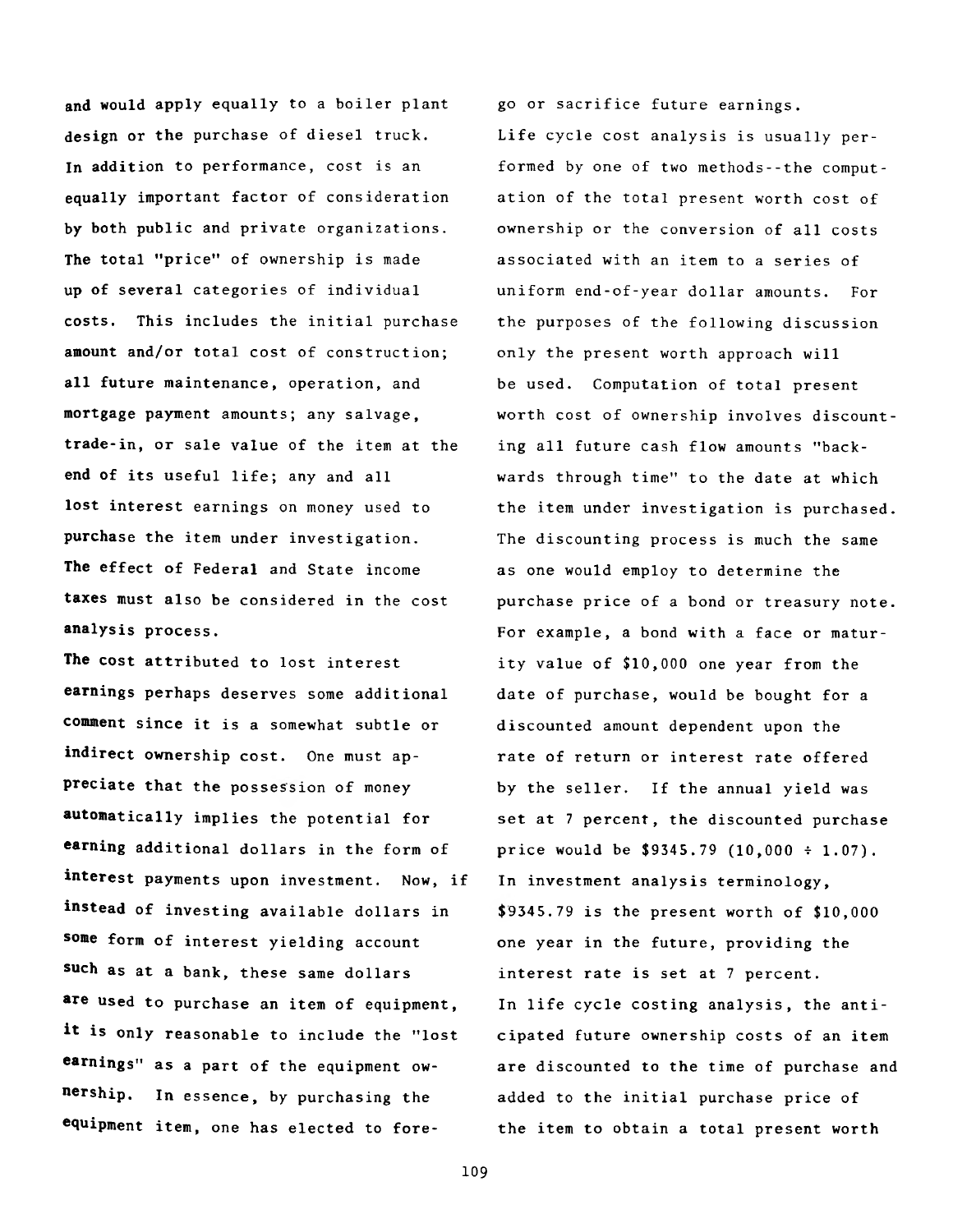and would apply equally to a boiler plant design or the purchase of diesel truck. In addition to performance, cost is an equally important factor of consideration by both public and private organizations. The total "price" of ownership is made up of several categories of individual costs. This includes the initial purchase amount and/or total cost of construction; all future maintenance, operation, and mortgage payment amounts; any salvage, trade-in, or sale value of the item at the end of its useful life; any and all lost interest earnings on money used to purchase the item under investigation. The effect of Federal and State income taxes must also be considered in the cost analysis process.

The cost attributed to lost interest earnings perhaps deserves some additional comment since it is a somewhat subtle or indirect ownership cost. One must appreciate that the possession of money automatically implies the potential for earning additional dollars in the form of interest payments upon investment. Now, if instead of investing available dollars in some form of interest yielding account such as at a bank, these same dollars are used to purchase an item of equipment, it is only reasonable to include the "lost earnings" as a part of the equipment ownership. In essence, by purchasing the equipment item, one has elected to forego or sacrifice future earnings.

Life cycle cost analysis is usually performed by one of two methods--the computation of the total present worth cost of ownership or the conversion of all costs associated with an item to a series of uniform end-of-year dollar amounts. For the purposes of the following discussion only the present worth approach will be used. Computation of total present worth cost of ownership involves discounting all future cash flow amounts "backwards through time" to the date at which the item under investigation is purchased. The discounting process is much the same as one would employ to determine the purchase price of a bond or treasury note. For example, a bond with a face or maturity value of $10,000 one year from the date of purchase, would be bought for a discounted amount dependent upon the rate of return or interest rate offered by the seller. If the annual yield was set at 7 percent, the discounted purchase price would be $9345.79 (10,000 ÷ 1.07). In investment analysis terminology, $9345.79 is the present worth of $10,000 one year in the future, providing the interest rate is set at 7 percent.

In life cycle costing analysis, the anticipated future ownership costs of an item are discounted to the time of purchase and added to the initial purchase price of the item to obtain a total present worth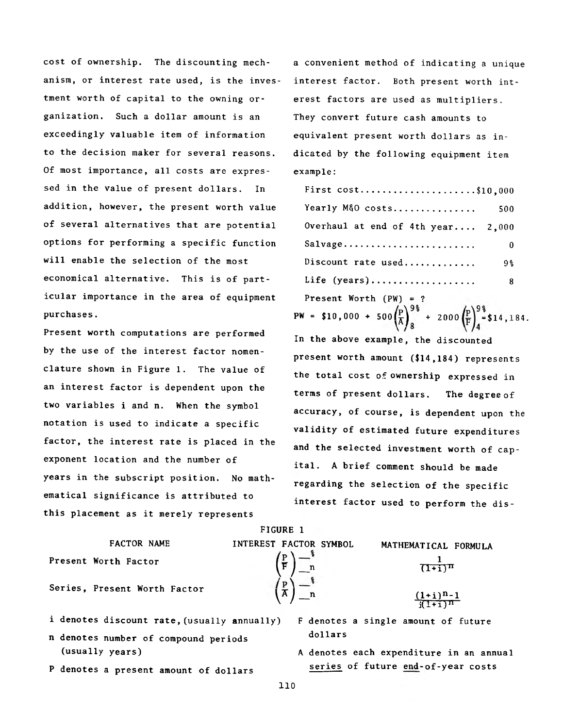cost of ownership. The discounting mechanism, or interest rate used, is the investment worth of capital to the owning organization. Such a dollar amount is an exceedingly valuable item of information to the decision maker for several reasons. Of most importance, all costs are expressed in the value of present dollars. In addition, however, the present worth value of several alternatives that are potential options for performing a specific function will enable the selection of the most economical alternative. This is of particular importance in the area of equipment purchases.

Present worth computations are performed by the use of the interest factor nomenclature shown in Figure 1. The value of an interest factor is dependent upon the two variables i and n. When the symbol notation is used to indicate a specific factor, the interest rate is placed in the exponent location and the number of years in the subscript position. No mathematical significance is attributed to this placement as it merely represents a convenient method of indicating a unique interest factor. Both present worth interest factors are used as multipliers. They convert future cash amounts to equivalent present worth dollars as indicated by the following equipment item example:

| | |
|---|---|
| First cost.................... | $10,000 |
| Yearly M&O costs.............. | 500 |
| Overhaul at end of 4th year.... | 2,000 |
| Salvage....................... | 0 |
| Discount rate used............ | 9% |
| Life (years).................. | 8 |

Present Worth (PW) = ?

$$PW = \$10,000 + 500\left(\frac{P}{A}\right)_{8}^{9\%} + 2000\left(\frac{P}{F}\right)_{4}^{9\%} = \$14,184.$$

In the above example, the discounted present worth amount ($14,184) represents the total cost of ownership expressed in terms of present dollars. The degree of accuracy, of course, is dependent upon the validity of estimated future expenditures and the selected investment worth of capital. A brief comment should be made regarding the selection of the specific interest factor used to perform the dis-

FIGURE 1

| FACTOR NAME | INTEREST FACTOR SYMBOL | MATHEMATICAL FORMULA |
|---|---|---|
| Present Worth Factor | $\left(\frac{P}{F}\right)_{n}^{\%}$ | $\frac{1}{(1+i)^n}$ |
| Series, Present Worth Factor | $\left(\frac{P}{A}\right)_{n}^{\%}$ | $\frac{(1+i)^n-1}{i(1+i)^n}$ |

i denotes discount rate, (usually annually)

n denotes number of compound periods (usually years)

P denotes a present amount of dollars

F denotes a single amount of future dollars

A denotes each expenditure in an annual series of future end-of-year costs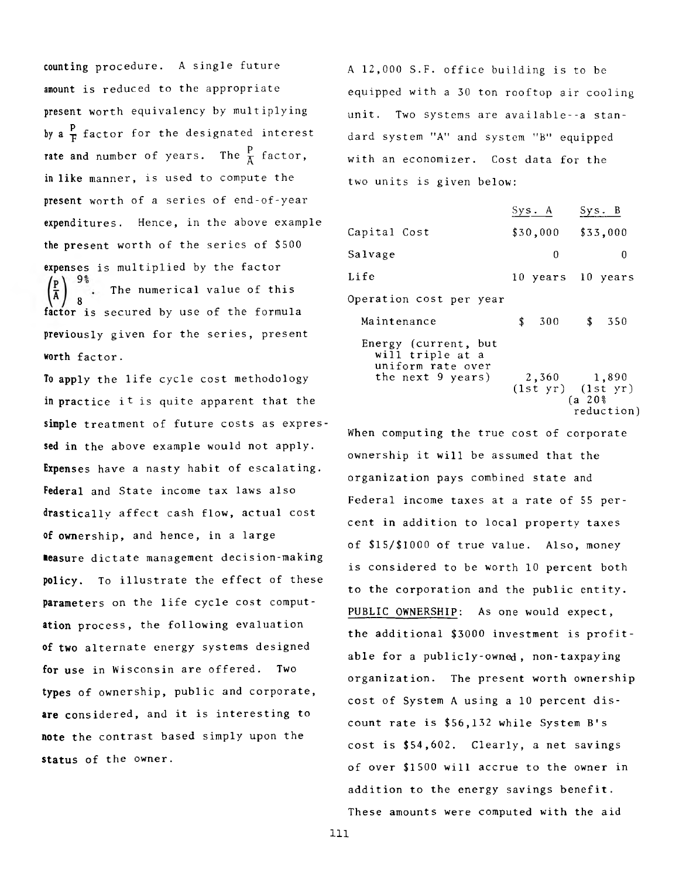counting procedure. A single future amount is reduced to the appropriate present worth equivalency by multiplying by a $\frac{P}{F}$ factor for the designated interest rate and number of years. The $\frac{P}{A}$ factor, in like manner, is used to compute the present worth of a series of end-of-year expenditures. Hence, in the above example the present worth of the series of $500 expenses is multiplied by the factor $\left(\frac{P}{A}\right)^{9\%}_{8}$. The numerical value of this factor is secured by use of the formula previously given for the series, present worth factor.

To apply the life cycle cost methodology in practice it is quite apparent that the simple treatment of future costs as expressed in the above example would not apply. Expenses have a nasty habit of escalating. Federal and State income tax laws also drastically affect cash flow, actual cost of ownership, and hence, in a large measure dictate management decision-making policy. To illustrate the effect of these parameters on the life cycle cost computation process, the following evaluation of two alternate energy systems designed for use in Wisconsin are offered. Two types of ownership, public and corporate, are considered, and it is interesting to note the contrast based simply upon the status of the owner.

A 12,000 S.F. office building is to be equipped with a 30 ton rooftop air cooling unit. Two systems are available--a standard system "A" and system "B" equipped with an economizer. Cost data for the two units is given below:

| | Sys. A | Sys. B |
|---|---|---|
| Capital Cost | $30,000 | $33,000 |
| Salvage | 0 | 0 |
| Life | 10 years | 10 years |
| Operation cost per year | | |
| Maintenance | $ 300 | $ 350 |
| Energy (current, but will triple at a uniform rate over the next 9 years) | 2,360 (1st yr) | 1,890 (1st yr) (a 20% reduction) |

When computing the true cost of corporate ownership it will be assumed that the organization pays combined state and Federal income taxes at a rate of 55 percent in addition to local property taxes of $15/$1000 of true value. Also, money is considered to be worth 10 percent both to the corporation and the public entity.

PUBLIC OWNERSHIP: As one would expect, the additional $3000 investment is profitable for a publicly-owned, non-taxpaying organization. The present worth ownership cost of System A using a 10 percent discount rate is $56,132 while System B's cost is $54,602. Clearly, a net savings of over $1500 will accrue to the owner in addition to the energy savings benefit. These amounts were computed with the aid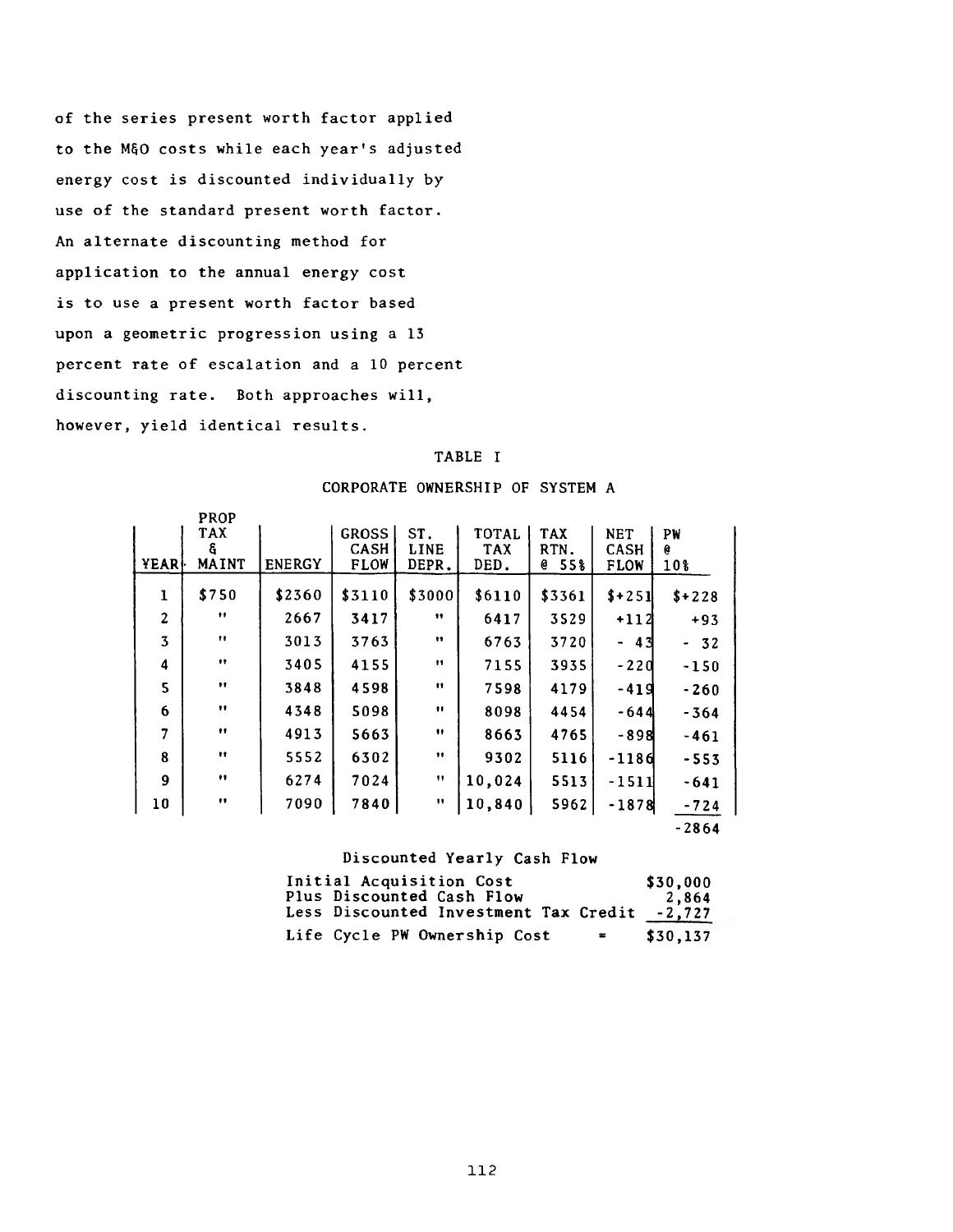of the series present worth factor applied to the M&O costs while each year's adjusted energy cost is discounted individually by use of the standard present worth factor. An alternate discounting method for application to the annual energy cost is to use a present worth factor based upon a geometric progression using a 13 percent rate of escalation and a 10 percent discounting rate. Both approaches will, however, yield identical results.

TABLE I

CORPORATE OWNERSHIP OF SYSTEM A

| YEAR | PROP TAX & MAINT | ENERGY | GROSS CASH FLOW | ST. LINE DEPR. | TOTAL TAX DED. | TAX RTN. @ 55% | NET CASH FLOW | PW @ 10% |
|---|---|---|---|---|---|---|---|---|
| 1 | $750 | $2360 | $3110 | $3000 | $6110 | $3361 | $+251 | $+228 |
| 2 | " | 2667 | 3417 | " | 6417 | 3529 | +112 | +93 |
| 3 | " | 3013 | 3763 | " | 6763 | 3720 | - 43 | - 32 |
| 4 | " | 3405 | 4155 | " | 7155 | 3935 | -220 | -150 |
| 5 | " | 3848 | 4598 | " | 7598 | 4179 | -419 | -260 |
| 6 | " | 4348 | 5098 | " | 8098 | 4454 | -644 | -364 |
| 7 | " | 4913 | 5663 | " | 8663 | 4765 | -898 | -461 |
| 8 | " | 5552 | 6302 | " | 9302 | 5116 | -1186 | -553 |
| 9 | " | 6274 | 7024 | " | 10,024 | 5513 | -1511 | -641 |
| 10 | " | 7090 | 7840 | " | 10,840 | 5962 | -1878 | -724 |
| | | | | | | | | -2864 |

Discounted Yearly Cash Flow

| | |
|---|---|
| Initial Acquisition Cost | $30,000 |
| Plus Discounted Cash Flow | 2,864 |
| Less Discounted Investment Tax Credit | -2,727 |
| Life Cycle PW Ownership Cost = | $30,137 |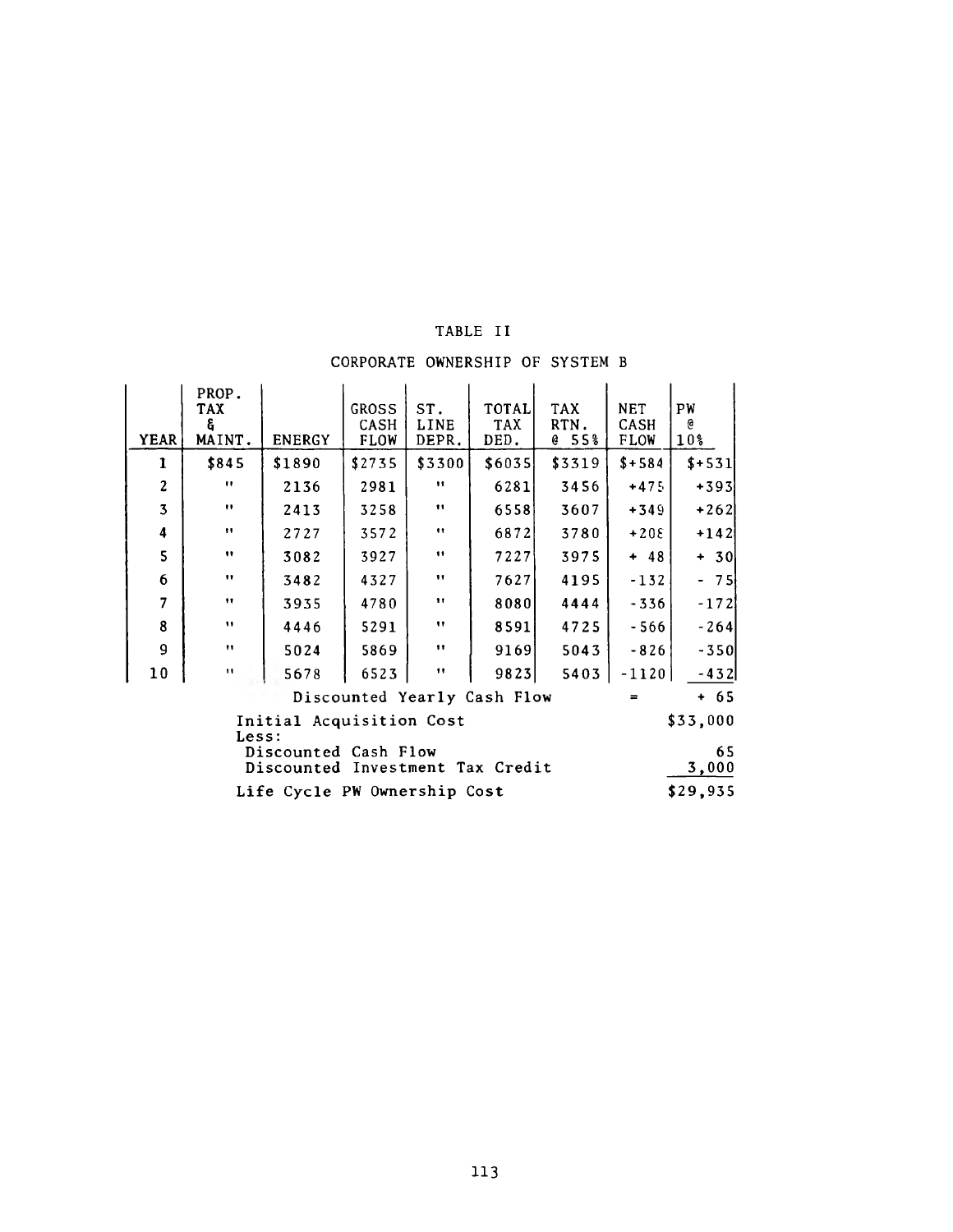TABLE II

CORPORATE OWNERSHIP OF SYSTEM B

| YEAR | PROP. TAX & MAINT. | ENERGY | GROSS CASH FLOW | ST. LINE DEPR. | TOTAL TAX DED. | TAX RTN. @ 55% | NET CASH FLOW | PW @ 10% |
|---|---|---|---|---|---|---|---|---|
| 1 | $845 | $1890 | $2735 | $3300 | $6035 | $3319 | $+584 | $+531 |
| 2 | " | 2136 | 2981 | " | 6281 | 3456 | +475 | +393 |
| 3 | " | 2413 | 3258 | " | 6558 | 3607 | +349 | +262 |
| 4 | " | 2727 | 3572 | " | 6872 | 3780 | +208 | +142 |
| 5 | " | 3082 | 3927 | " | 7227 | 3975 | + 48 | + 30 |
| 6 | " | 3482 | 4327 | " | 7627 | 4195 | -132 | - 75 |
| 7 | " | 3935 | 4780 | " | 8080 | 4444 | -336 | -172 |
| 8 | " | 4446 | 5291 | " | 8591 | 4725 | -566 | -264 |
| 9 | " | 5024 | 5869 | " | 9169 | 5043 | -826 | -350 |
| 10 | " | 5678 | 6523 | " | 9823 | 5403 | -1120 | -432 |
| | | Discounted Yearly Cash Flow | | | | | = | + 65 |
| | Initial Acquisition Cost | | | | | | | $33,000 |
| | Less: | | | | | | | |
| | Discounted Cash Flow | | | | | | | 65 |
| | Discounted Investment Tax Credit | | | | | | | 3,000 |
| | Life Cycle PW Ownership Cost | | | | | | | $29,935 |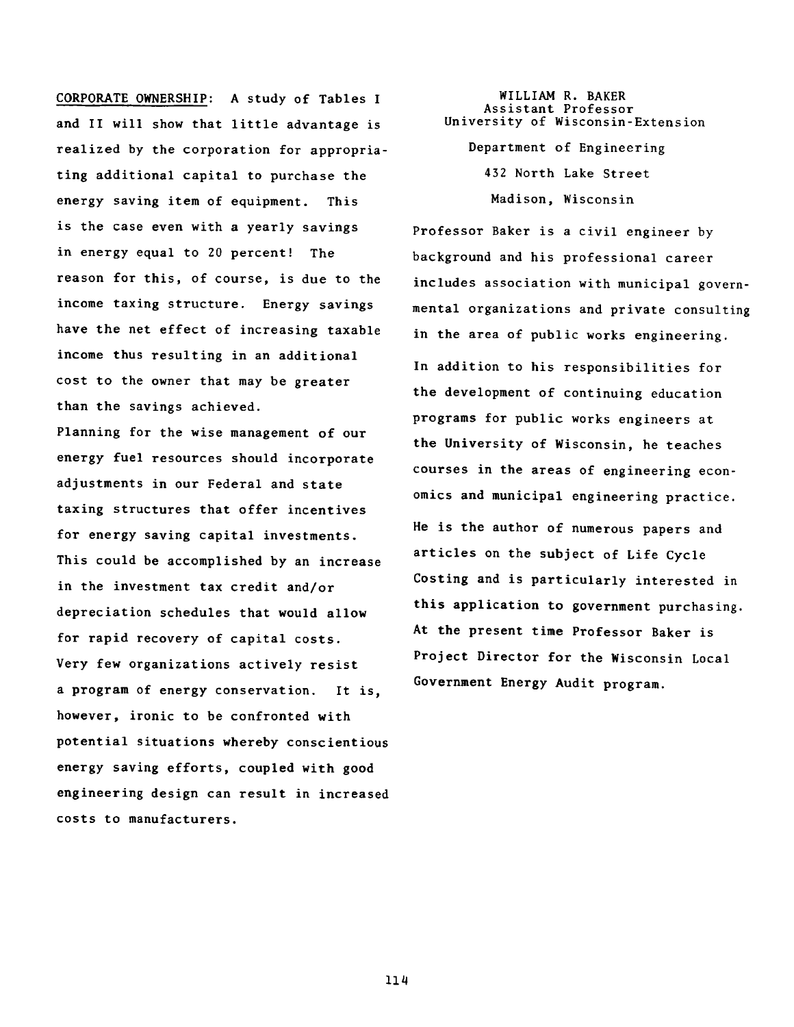<u>CORPORATE OWNERSHIP</u>: A study of Tables I and II will show that little advantage is realized by the corporation for appropriating additional capital to purchase the energy saving item of equipment. This is the case even with a yearly savings in energy equal to 20 percent! The reason for this, of course, is due to the income taxing structure. Energy savings have the net effect of increasing taxable income thus resulting in an additional cost to the owner that may be greater than the savings achieved.

Planning for the wise management of our energy fuel resources should incorporate adjustments in our Federal and state taxing structures that offer incentives for energy saving capital investments. This could be accomplished by an increase in the investment tax credit and/or depreciation schedules that would allow for rapid recovery of capital costs.

Very few organizations actively resist a program of energy conservation. It is, however, ironic to be confronted with potential situations whereby conscientious energy saving efforts, coupled with good engineering design can result in increased costs to manufacturers.

WILLIAM R. BAKER
Assistant Professor
University of Wisconsin-Extension
Department of Engineering
432 North Lake Street
Madison, Wisconsin

Professor Baker is a civil engineer by background and his professional career includes association with municipal governmental organizations and private consulting in the area of public works engineering.

In addition to his responsibilities for the development of continuing education programs for public works engineers at the University of Wisconsin, he teaches courses in the areas of engineering economics and municipal engineering practice.

He is the author of numerous papers and articles on the subject of Life Cycle Costing and is particularly interested in this application to government purchasing. At the present time Professor Baker is Project Director for the Wisconsin Local Government Energy Audit program.